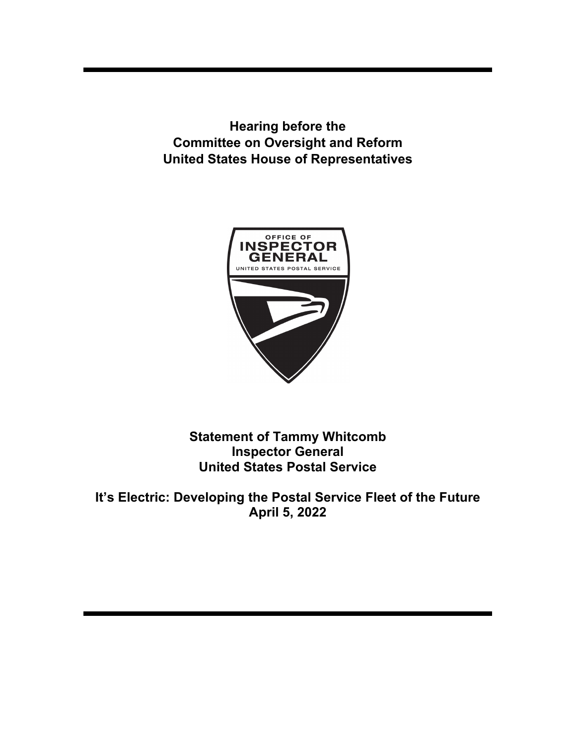**Hearing before the**
**Committee on Oversight and Reform**
**United States House of Representatives**

OFFICE OF
INSPECTOR
GENERAL
UNITED STATES POSTAL SERVICE

**Statement of Tammy Whitcomb**
**Inspector General**
**United States Postal Service**

**It's Electric: Developing the Postal Service Fleet of the Future**
**April 5, 2022**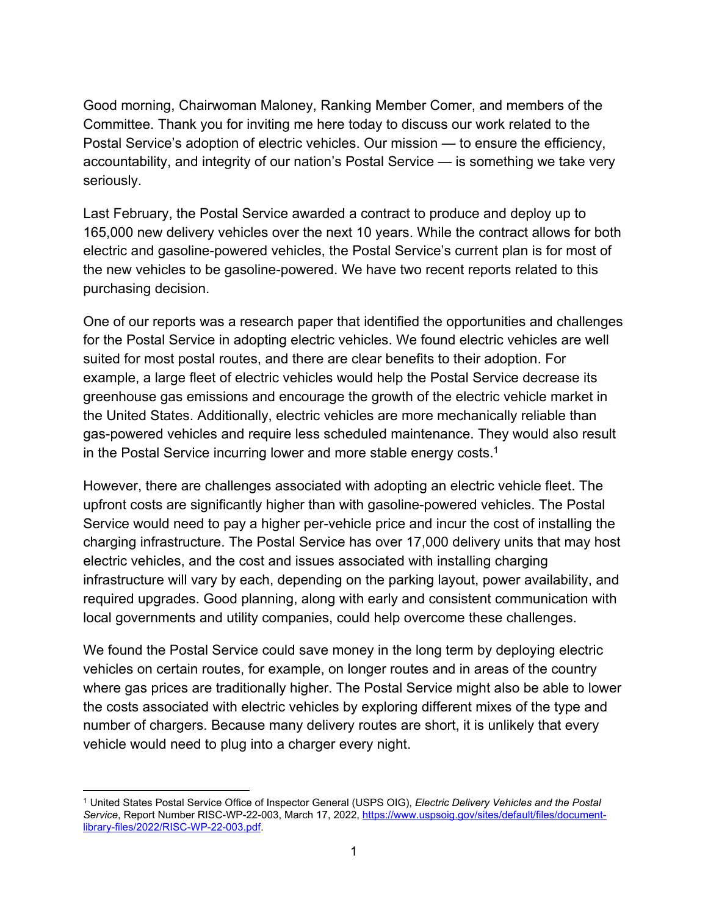Good morning, Chairwoman Maloney, Ranking Member Comer, and members of the Committee. Thank you for inviting me here today to discuss our work related to the Postal Service's adoption of electric vehicles. Our mission — to ensure the efficiency, accountability, and integrity of our nation's Postal Service — is something we take very seriously.

Last February, the Postal Service awarded a contract to produce and deploy up to 165,000 new delivery vehicles over the next 10 years. While the contract allows for both electric and gasoline-powered vehicles, the Postal Service's current plan is for most of the new vehicles to be gasoline-powered. We have two recent reports related to this purchasing decision.

One of our reports was a research paper that identified the opportunities and challenges for the Postal Service in adopting electric vehicles. We found electric vehicles are well suited for most postal routes, and there are clear benefits to their adoption. For example, a large fleet of electric vehicles would help the Postal Service decrease its greenhouse gas emissions and encourage the growth of the electric vehicle market in the United States. Additionally, electric vehicles are more mechanically reliable than gas-powered vehicles and require less scheduled maintenance. They would also result in the Postal Service incurring lower and more stable energy costs.[1]

However, there are challenges associated with adopting an electric vehicle fleet. The upfront costs are significantly higher than with gasoline-powered vehicles. The Postal Service would need to pay a higher per-vehicle price and incur the cost of installing the charging infrastructure. The Postal Service has over 17,000 delivery units that may host electric vehicles, and the cost and issues associated with installing charging infrastructure will vary by each, depending on the parking layout, power availability, and required upgrades. Good planning, along with early and consistent communication with local governments and utility companies, could help overcome these challenges.

We found the Postal Service could save money in the long term by deploying electric vehicles on certain routes, for example, on longer routes and in areas of the country where gas prices are traditionally higher. The Postal Service might also be able to lower the costs associated with electric vehicles by exploring different mixes of the type and number of chargers. Because many delivery routes are short, it is unlikely that every vehicle would need to plug into a charger every night.

---

[1] United States Postal Service Office of Inspector General (USPS OIG), *Electric Delivery Vehicles and the Postal Service*, Report Number RISC-WP-22-003, March 17, 2022, https://www.uspsoig.gov/sites/default/files/document-library-files/2022/RISC-WP-22-003.pdf.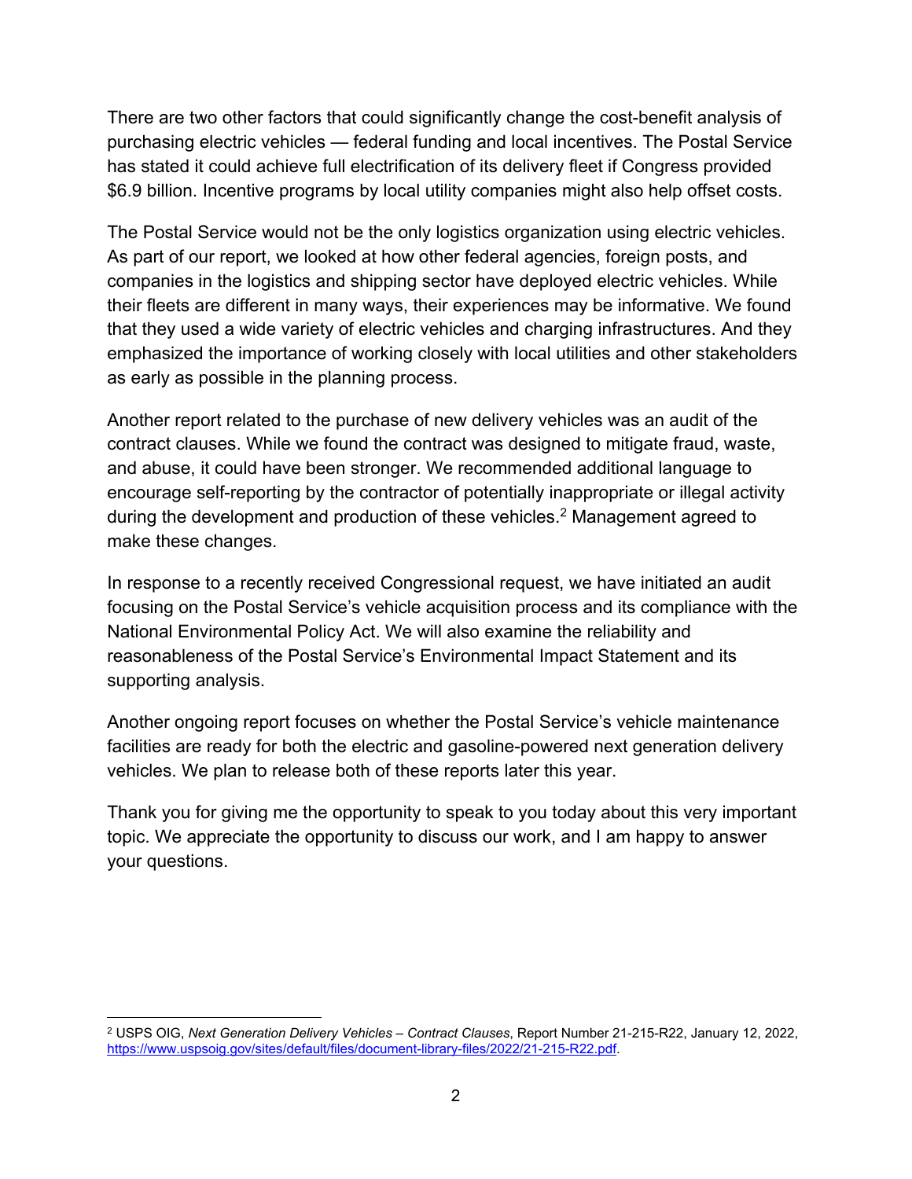There are two other factors that could significantly change the cost-benefit analysis of purchasing electric vehicles — federal funding and local incentives. The Postal Service has stated it could achieve full electrification of its delivery fleet if Congress provided $6.9 billion. Incentive programs by local utility companies might also help offset costs.

The Postal Service would not be the only logistics organization using electric vehicles. As part of our report, we looked at how other federal agencies, foreign posts, and companies in the logistics and shipping sector have deployed electric vehicles. While their fleets are different in many ways, their experiences may be informative. We found that they used a wide variety of electric vehicles and charging infrastructures. And they emphasized the importance of working closely with local utilities and other stakeholders as early as possible in the planning process.

Another report related to the purchase of new delivery vehicles was an audit of the contract clauses. While we found the contract was designed to mitigate fraud, waste, and abuse, it could have been stronger. We recommended additional language to encourage self-reporting by the contractor of potentially inappropriate or illegal activity during the development and production of these vehicles.[2] Management agreed to make these changes.

In response to a recently received Congressional request, we have initiated an audit focusing on the Postal Service's vehicle acquisition process and its compliance with the National Environmental Policy Act. We will also examine the reliability and reasonableness of the Postal Service's Environmental Impact Statement and its supporting analysis.

Another ongoing report focuses on whether the Postal Service's vehicle maintenance facilities are ready for both the electric and gasoline-powered next generation delivery vehicles. We plan to release both of these reports later this year.

Thank you for giving me the opportunity to speak to you today about this very important topic. We appreciate the opportunity to discuss our work, and I am happy to answer your questions.

---

[2] USPS OIG, *Next Generation Delivery Vehicles – Contract Clauses*, Report Number 21-215-R22, January 12, 2022, https://www.uspsoig.gov/sites/default/files/document-library-files/2022/21-215-R22.pdf.